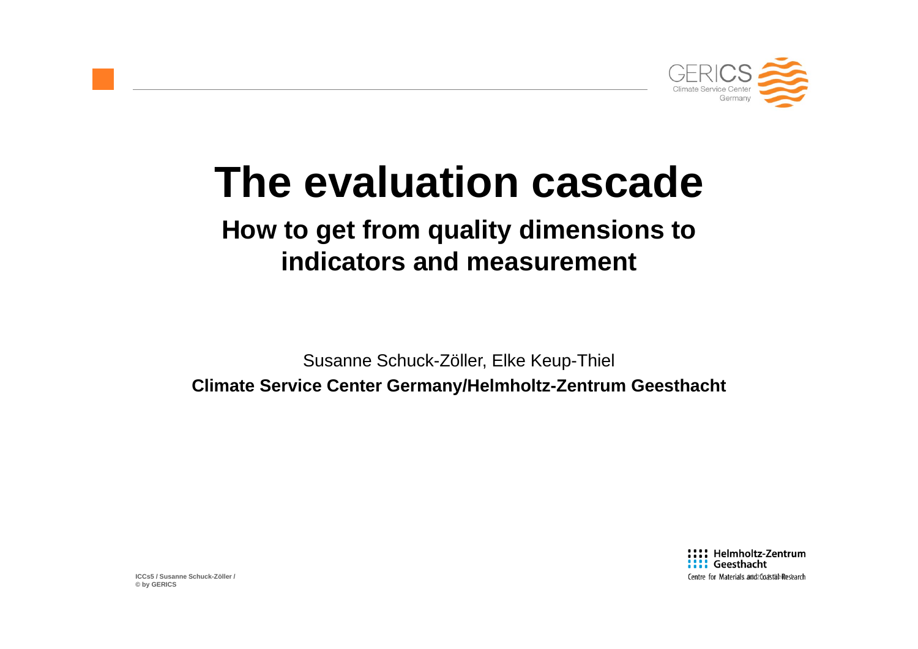# The evaluation cascade

## How to get from quality dimensions to indicators and measurement

Susanne Schuck-Zöller, Elke Keup-Thiel

**Climate Service Center Germany/Helmholtz-Zentrum Geesthacht**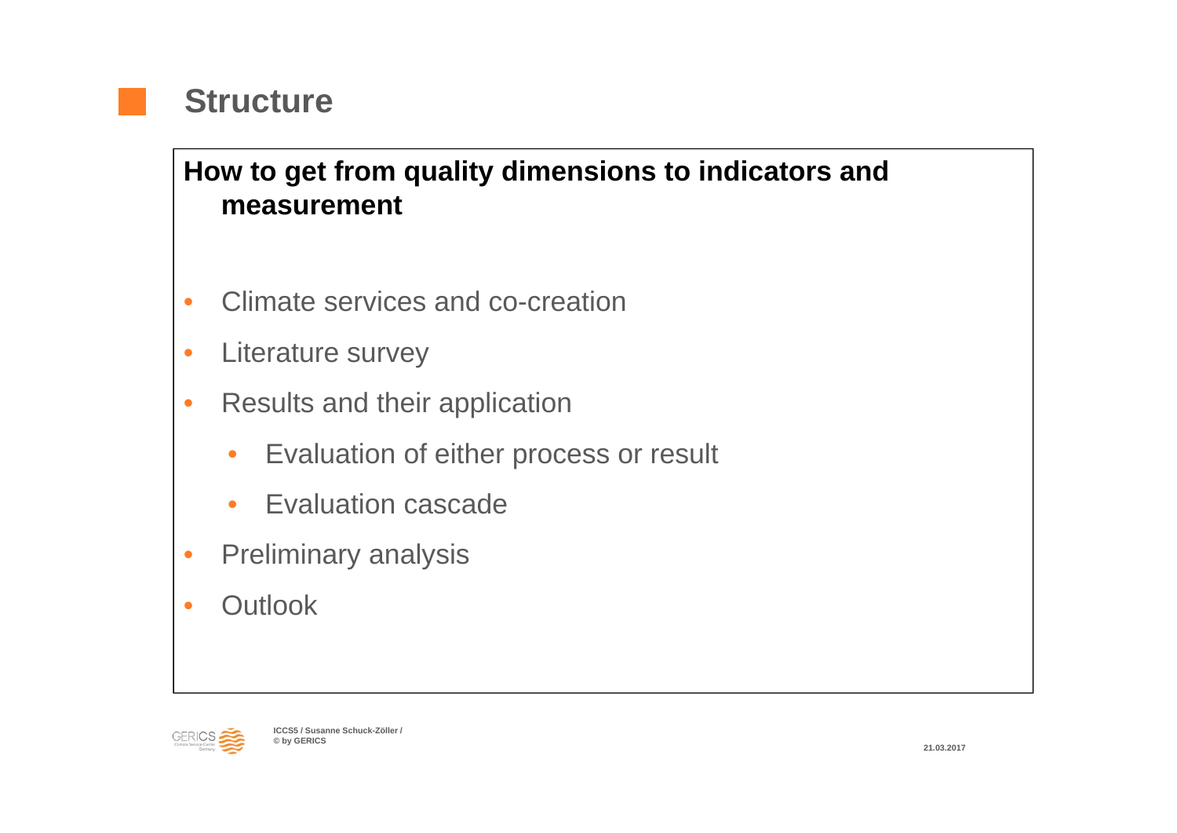# Structure

**How to get from quality dimensions to indicators and measurement**

- Climate services and co-creation
- Literature survey
- Results and their application
  - Evaluation of either process or result
  - Evaluation cascade
- Preliminary analysis
- Outlook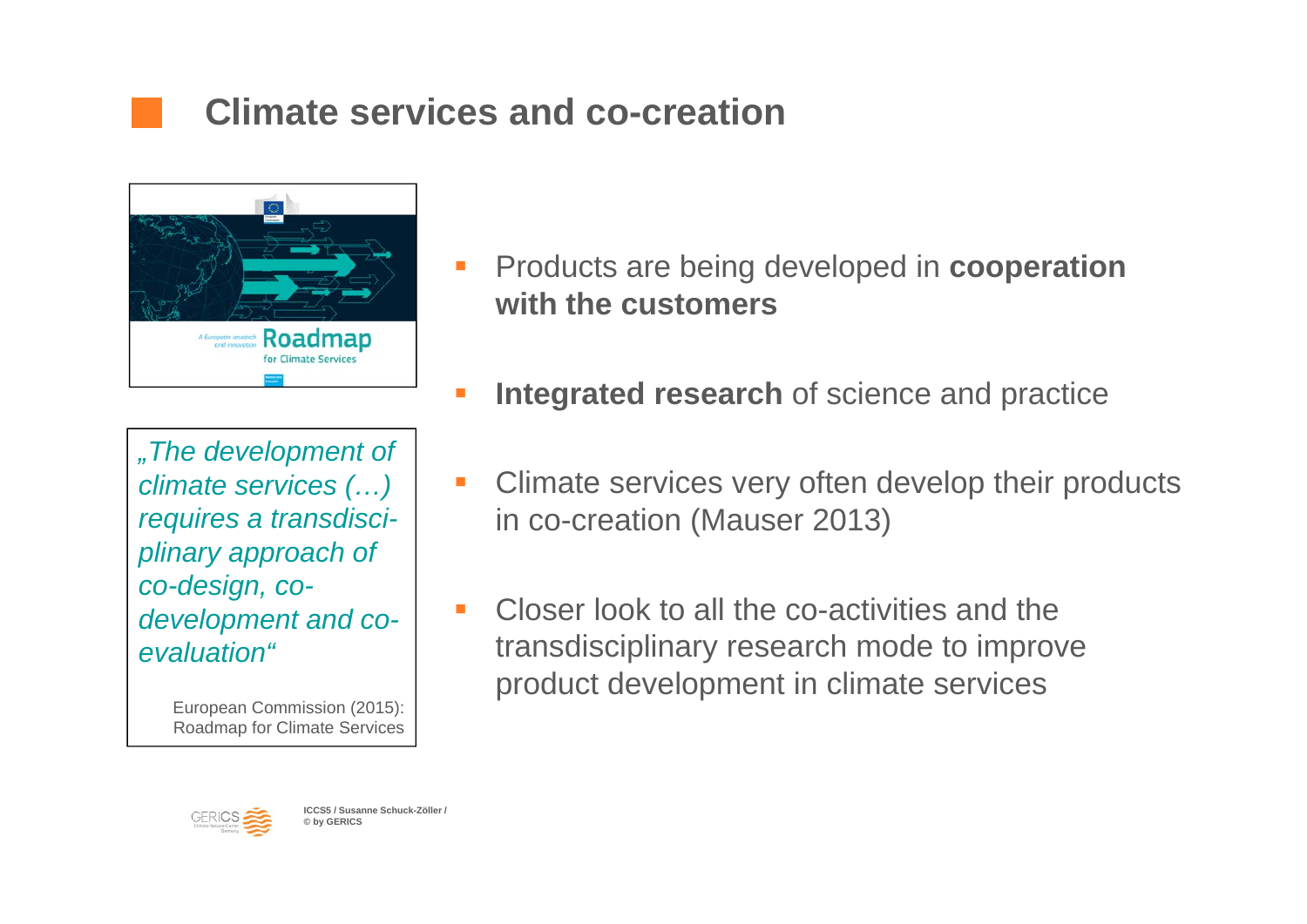# Climate services and co-creation

*„The development of climate services (…) requires a transdisci-plinary approach of co-design, co-development and co-evaluation“*

European Commission (2015): Roadmap for Climate Services

- Products are being developed in **cooperation with the customers**
- **Integrated research** of science and practice
- Climate services very often develop their products in co-creation (Mauser 2013)
- Closer look to all the co-activities and the transdisciplinary research mode to improve product development in climate services

ICCS5 / Susanne Schuck-Zöller / © by GERICS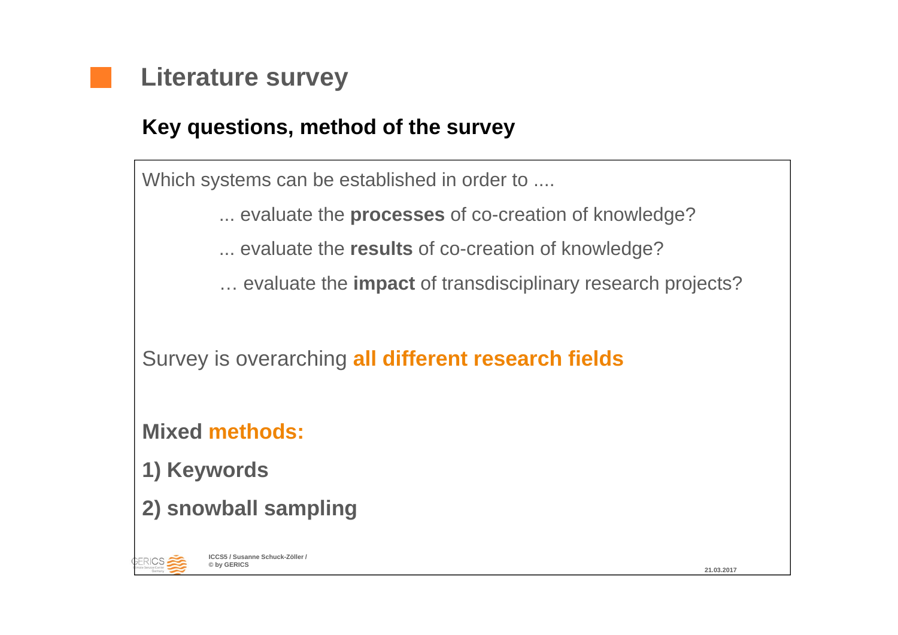# Literature survey

## Key questions, method of the survey

Which systems can be established in order to ....

... evaluate the **processes** of co-creation of knowledge?

... evaluate the **results** of co-creation of knowledge?

… evaluate the **impact** of transdisciplinary research projects?

Survey is overarching **all different research fields**

**Mixed methods:**

**1) Keywords**

**2) snowball sampling**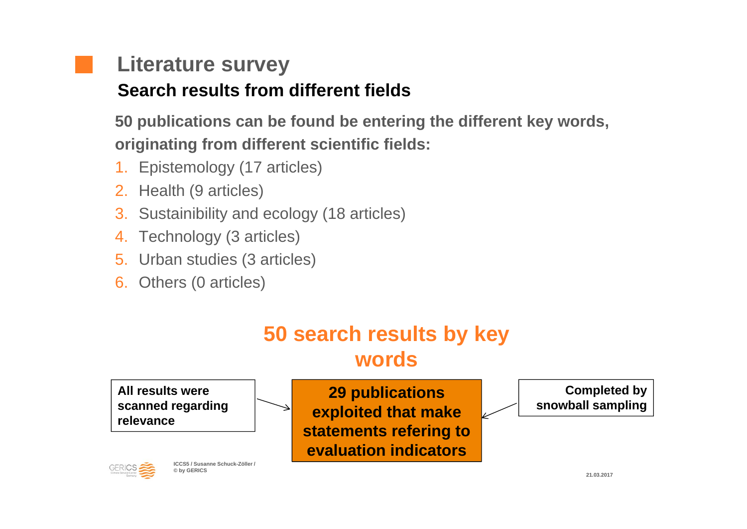# Literature survey

## Search results from different fields

**50 publications can be found be entering the different key words, originating from different scientific fields:**

1. Epistemology (17 articles)
2. Health (9 articles)
3. Sustainibility and ecology (18 articles)
4. Technology (3 articles)
5. Urban studies (3 articles)
6. Others (0 articles)

**50 search results by key words**

**All results were scanned regarding relevance** → **29 publications exploited that make statements refering to evaluation indicators** ← **Completed by snowball sampling**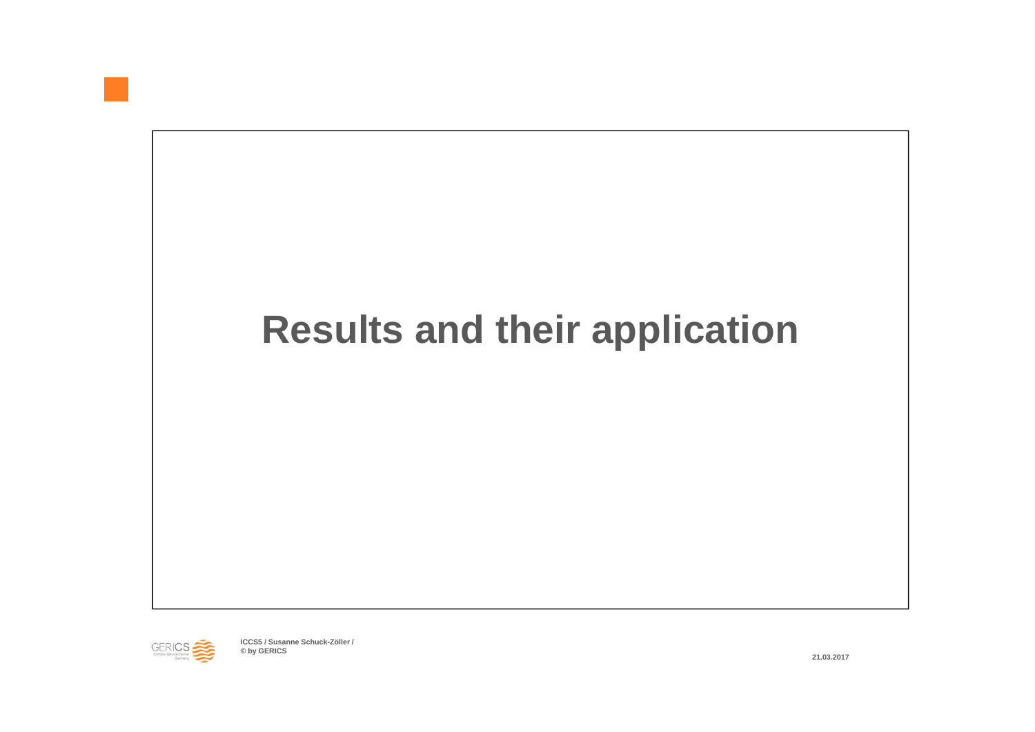# Results and their application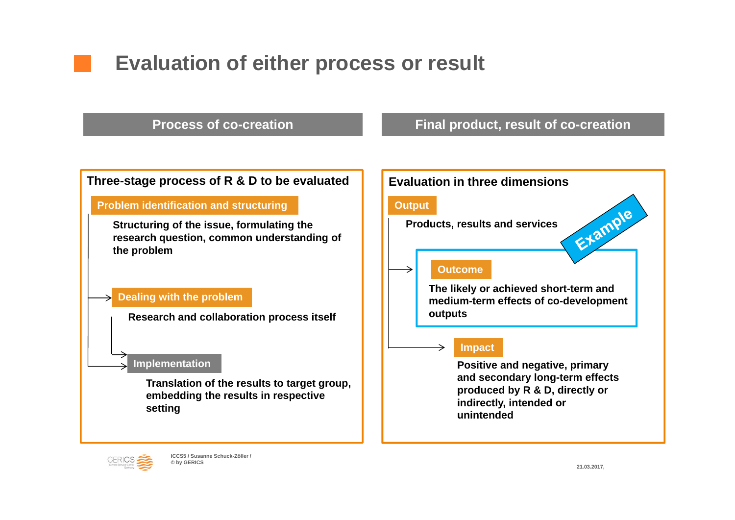# Evaluation of either process or result

## Process of co-creation

### Three-stage process of R & D to be evaluated

**Problem identification and structuring**

Structuring of the issue, formulating the research question, common understanding of the problem

**Dealing with the problem**

Research and collaboration process itself

**Implementation**

Translation of the results to target group, embedding the results in respective setting

## Final product, result of co-creation

### Evaluation in three dimensions

**Output**

Products, results and services

Example

**Outcome**

The likely or achieved short-term and medium-term effects of co-development outputs

**Impact**

Positive and negative, primary and secondary long-term effects produced by R & D, directly or indirectly, intended or unintended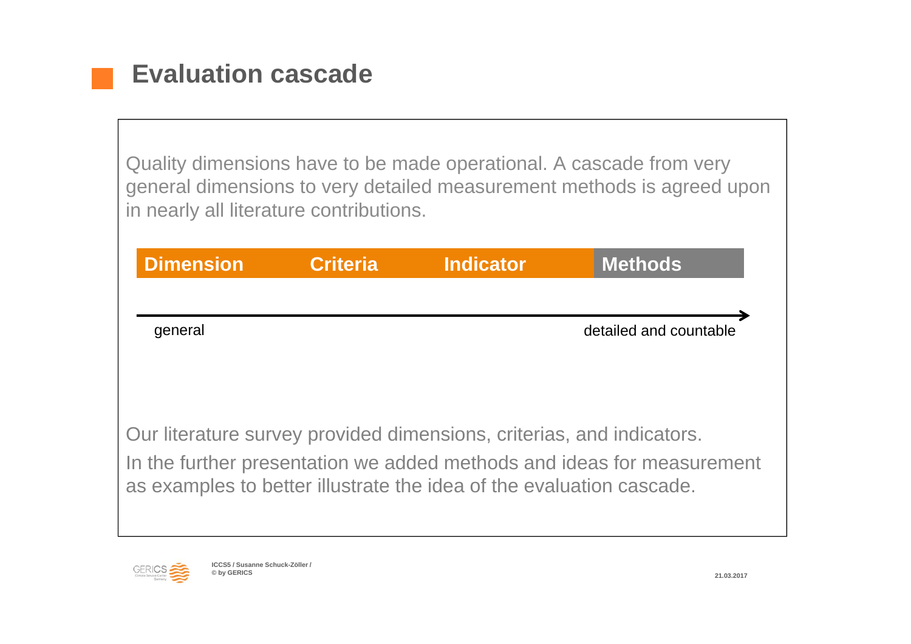# Evaluation cascade

Quality dimensions have to be made operational. A cascade from very general dimensions to very detailed measurement methods is agreed upon in nearly all literature contributions.

| Dimension | Criteria | Indicator | Methods |
|---|---|---|---|

general → detailed and countable

Our literature survey provided dimensions, criterias, and indicators.

In the further presentation we added methods and ideas for measurement as examples to better illustrate the idea of the evaluation cascade.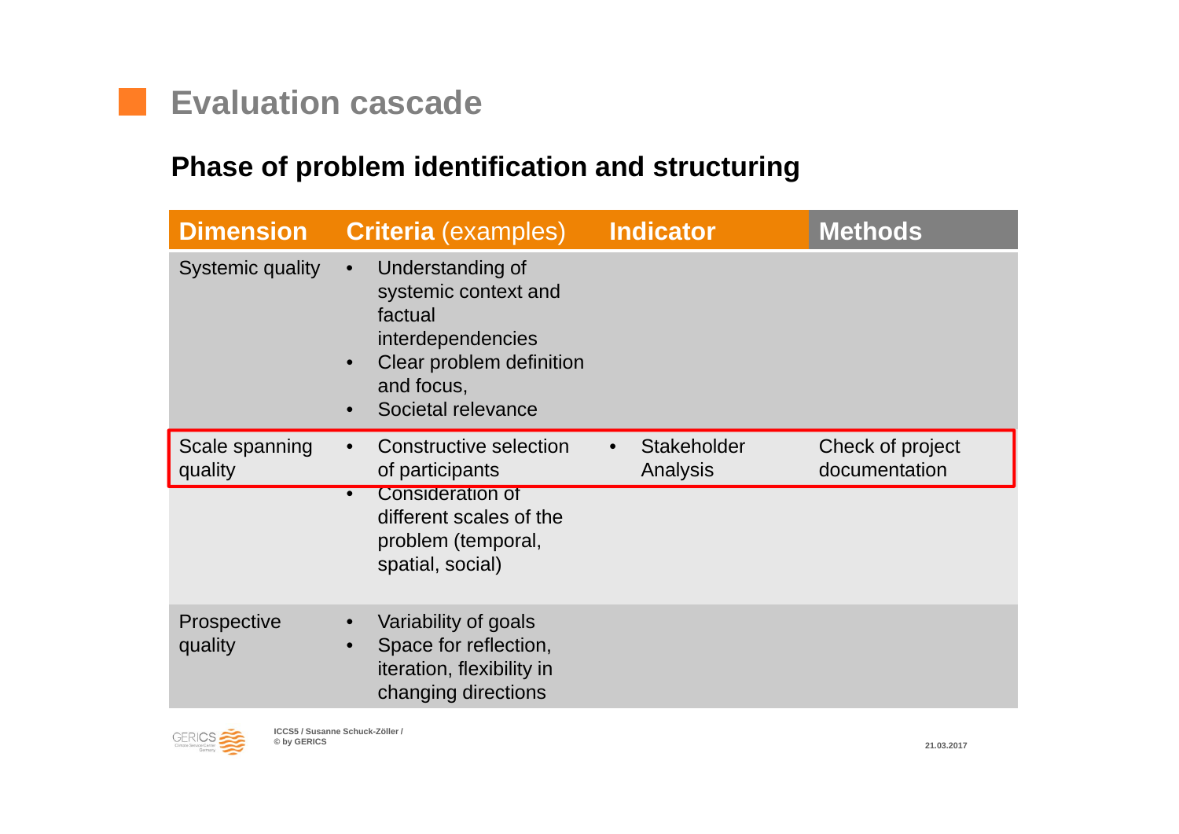# Evaluation cascade

## Phase of problem identification and structuring

| Dimension | Criteria (examples) | Indicator | Methods |
|---|---|---|---|
| Systemic quality | • Understanding of systemic context and factual interdependencies<br>• Clear problem definition and focus,<br>• Societal relevance | | |
| Scale spanning quality | • Constructive selection of participants<br>• Consideration of different scales of the problem (temporal, spatial, social) | • Stakeholder Analysis | Check of project documentation |
| Prospective quality | • Variability of goals<br>• Space for reflection, iteration, flexibility in changing directions | | |

ICCS5 / Susanne Schuck-Zöller /
© by GERICS

21.03.2017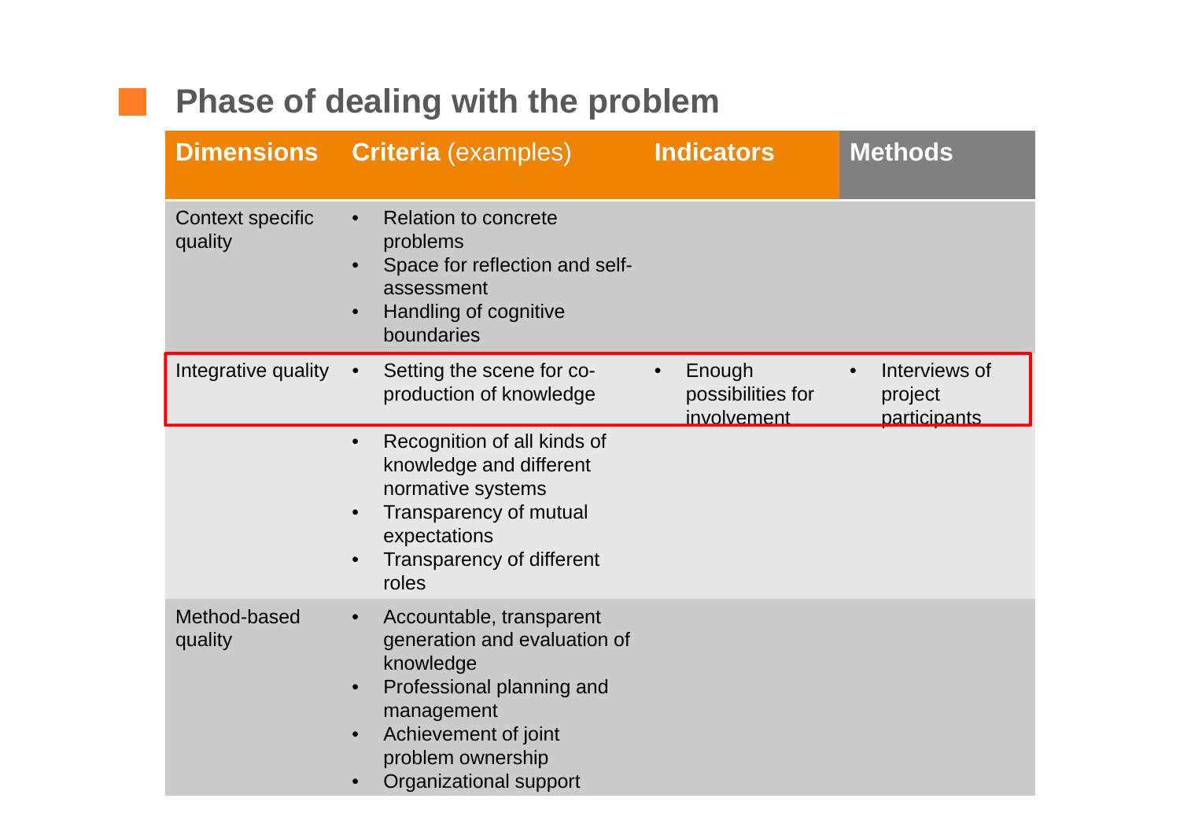# Phase of dealing with the problem

| Dimensions | Criteria (examples) | Indicators | Methods |
|---|---|---|---|
| Context specific quality | • Relation to concrete problems<br>• Space for reflection and self-assessment<br>• Handling of cognitive boundaries | | |
| Integrative quality | • Setting the scene for co-production of knowledge | • Enough possibilities for involvement | • Interviews of project participants |
| | • Recognition of all kinds of knowledge and different normative systems<br>• Transparency of mutual expectations<br>• Transparency of different roles | | |
| Method-based quality | • Accountable, transparent generation and evaluation of knowledge<br>• Professional planning and management<br>• Achievement of joint problem ownership<br>• Organizational support | | |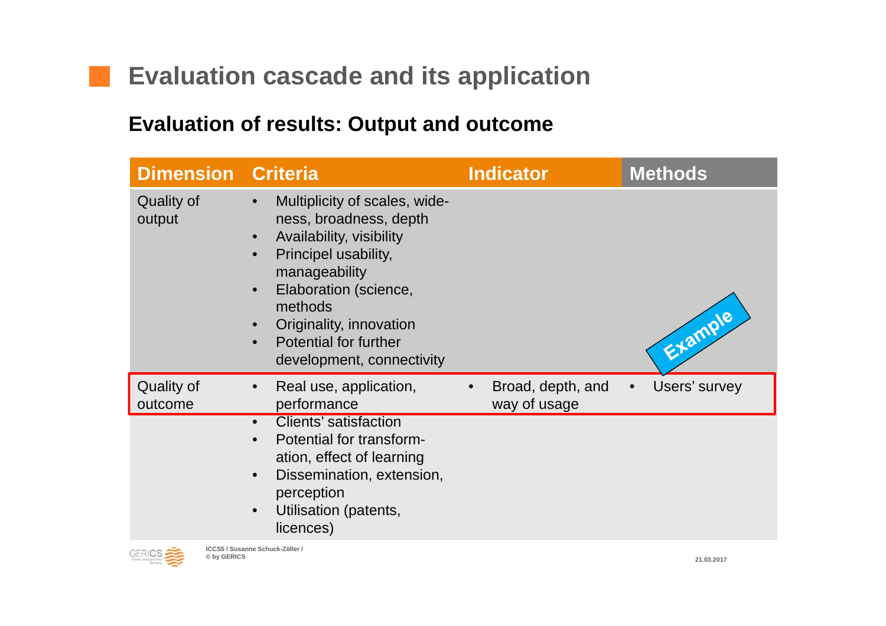# Evaluation cascade and its application

## Evaluation of results: Output and outcome

| Dimension | Criteria | Indicator | Methods |
|---|---|---|---|
| Quality of output | • Multiplicity of scales, wide-ness, broadness, depth<br>• Availability, visibility<br>• Principel usability, manageability<br>• Elaboration (science, methods<br>• Originality, innovation<br>• Potential for further development, connectivity | | |
| Quality of outcome | • Real use, application, performance<br>• Clients' satisfaction<br>• Potential for transform-ation, effect of learning<br>• Dissemination, extension, perception<br>• Utilisation (patents, licences) | • Broad, depth, and way of usage | • Users' survey |

Example

ICCS5 / Susanne Schuck-Zöller / © by GERICS

21.03.2017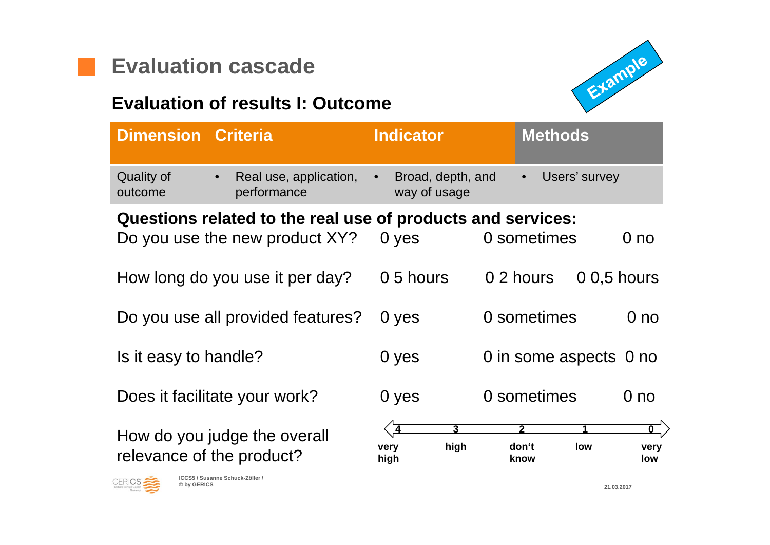# Evaluation cascade

## Evaluation of results I: Outcome

Example

| Dimension | Criteria | Indicator | Methods |
|---|---|---|---|
| Quality of outcome | • Real use, application, performance | • Broad, depth, and way of usage | • Users' survey |

**Questions related to the real use of products and services:**

| | | | |
|---|---|---|---|
| Do you use the new product XY? | 0 yes | 0 sometimes | 0 no |
| How long do you use it per day? | 0 5 hours | 0 2 hours | 0 0,5 hours |
| Do you use all provided features? | 0 yes | 0 sometimes | 0 no |
| Is it easy to handle? | 0 yes | 0 in some aspects | 0 no |
| Does it facilitate your work? | 0 yes | 0 sometimes | 0 no |

How do you judge the overall relevance of the product?

| 4 | 3 | 2 | 1 | 0 |
|---|---|---|---|---|
| very high | high | don't know | low | very low |

ICCS5 / Susanne Schuck-Zöller / © by GERICS

21.03.2017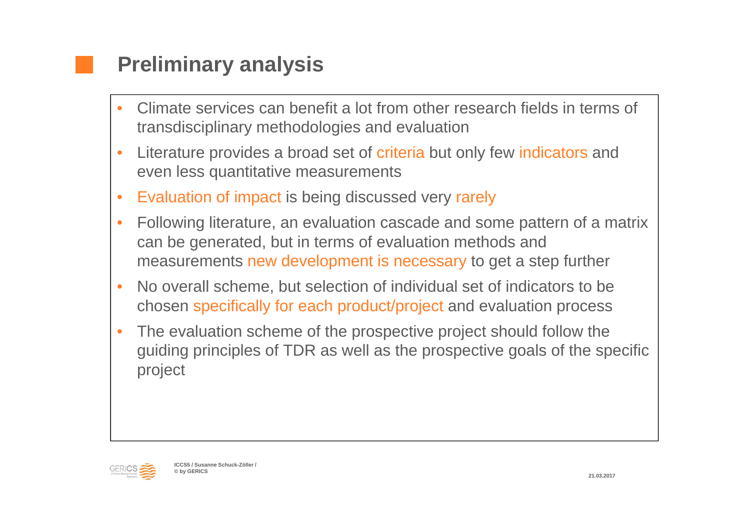# Preliminary analysis

- Climate services can benefit a lot from other research fields in terms of transdisciplinary methodologies and evaluation
- Literature provides a broad set of criteria but only few indicators and even less quantitative measurements
- Evaluation of impact is being discussed very rarely
- Following literature, an evaluation cascade and some pattern of a matrix can be generated, but in terms of evaluation methods and measurements new development is necessary to get a step further
- No overall scheme, but selection of individual set of indicators to be chosen specifically for each product/project and evaluation process
- The evaluation scheme of the prospective project should follow the guiding principles of TDR as well as the prospective goals of the specific project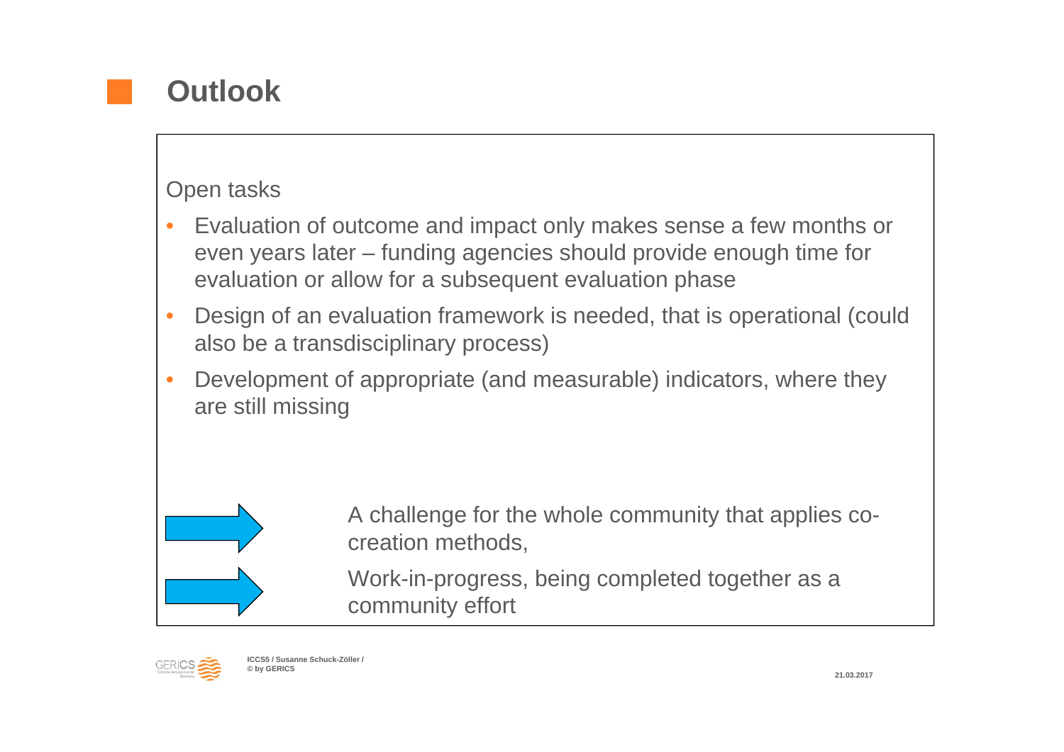# Outlook

Open tasks

- Evaluation of outcome and impact only makes sense a few months or even years later – funding agencies should provide enough time for evaluation or allow for a subsequent evaluation phase
- Design of an evaluation framework is needed, that is operational (could also be a transdisciplinary process)
- Development of appropriate (and measurable) indicators, where they are still missing

→ A challenge for the whole community that applies co-creation methods,

→ Work-in-progress, being completed together as a community effort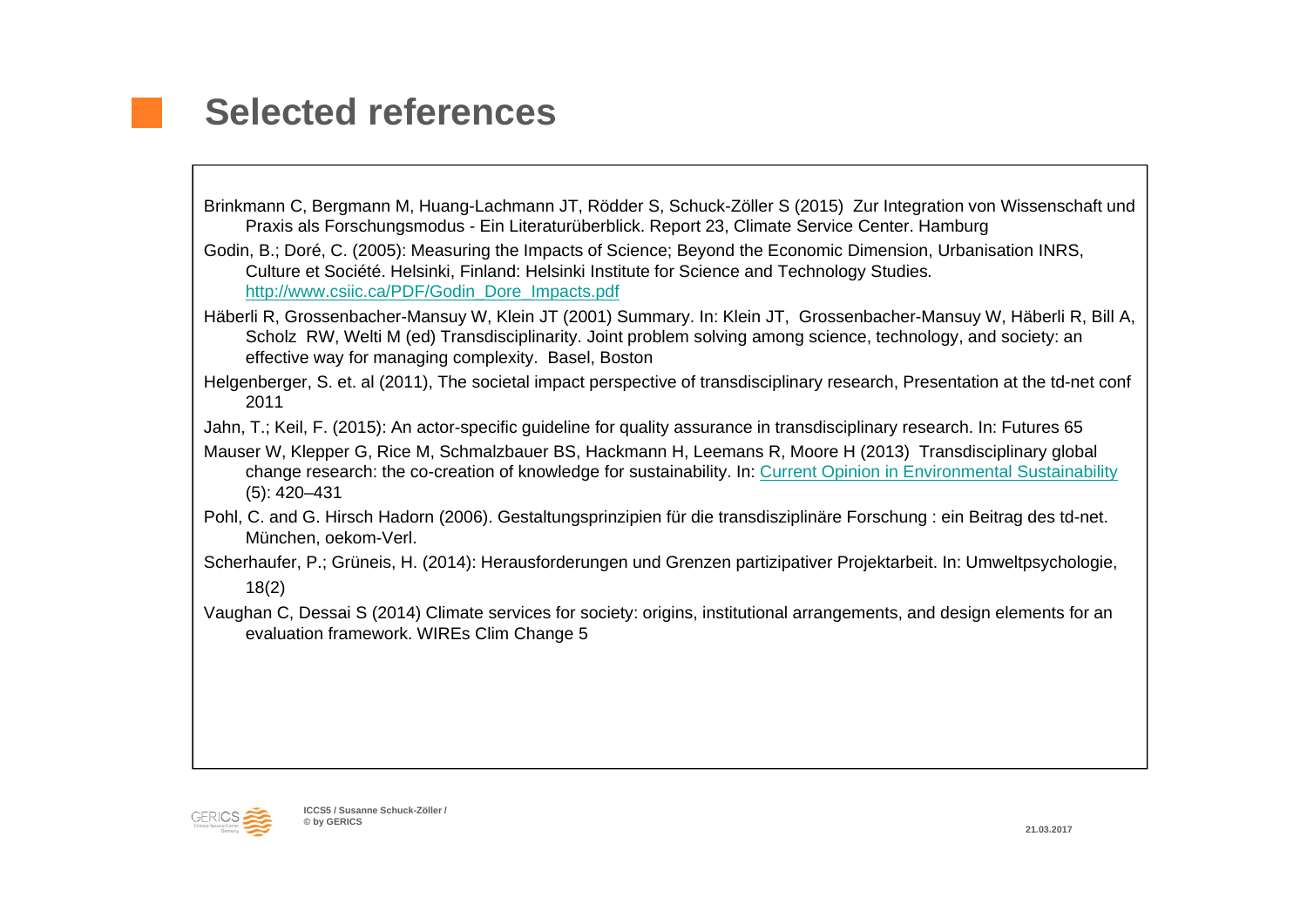# Selected references

Brinkmann C, Bergmann M, Huang-Lachmann JT, Rödder S, Schuck-Zöller S (2015) Zur Integration von Wissenschaft und Praxis als Forschungsmodus - Ein Literaturüberblick. Report 23, Climate Service Center. Hamburg

Godin, B.; Doré, C. (2005): Measuring the Impacts of Science; Beyond the Economic Dimension, Urbanisation INRS, Culture et Société. Helsinki, Finland: Helsinki Institute for Science and Technology Studies. [http://www.csiic.ca/PDF/Godin_Dore_Impacts.pdf](http://www.csiic.ca/PDF/Godin_Dore_Impacts.pdf)

Häberli R, Grossenbacher-Mansuy W, Klein JT (2001) Summary. In: Klein JT, Grossenbacher-Mansuy W, Häberli R, Bill A, Scholz RW, Welti M (ed) Transdisciplinarity. Joint problem solving among science, technology, and society: an effective way for managing complexity. Basel, Boston

Helgenberger, S. et. al (2011), The societal impact perspective of transdisciplinary research, Presentation at the td-net conf 2011

Jahn, T.; Keil, F. (2015): An actor-specific guideline for quality assurance in transdisciplinary research. In: Futures 65

Mauser W, Klepper G, Rice M, Schmalzbauer BS, Hackmann H, Leemans R, Moore H (2013) Transdisciplinary global change research: the co-creation of knowledge for sustainability. In: Current Opinion in Environmental Sustainability (5): 420–431

Pohl, C. and G. Hirsch Hadorn (2006). Gestaltungsprinzipien für die transdisziplinäre Forschung : ein Beitrag des td-net. München, oekom-Verl.

Scherhaufer, P.; Grüneis, H. (2014): Herausforderungen und Grenzen partizipativer Projektarbeit. In: Umweltpsychologie, 18(2)

Vaughan C, Dessai S (2014) Climate services for society: origins, institutional arrangements, and design elements for an evaluation framework. WIREs Clim Change 5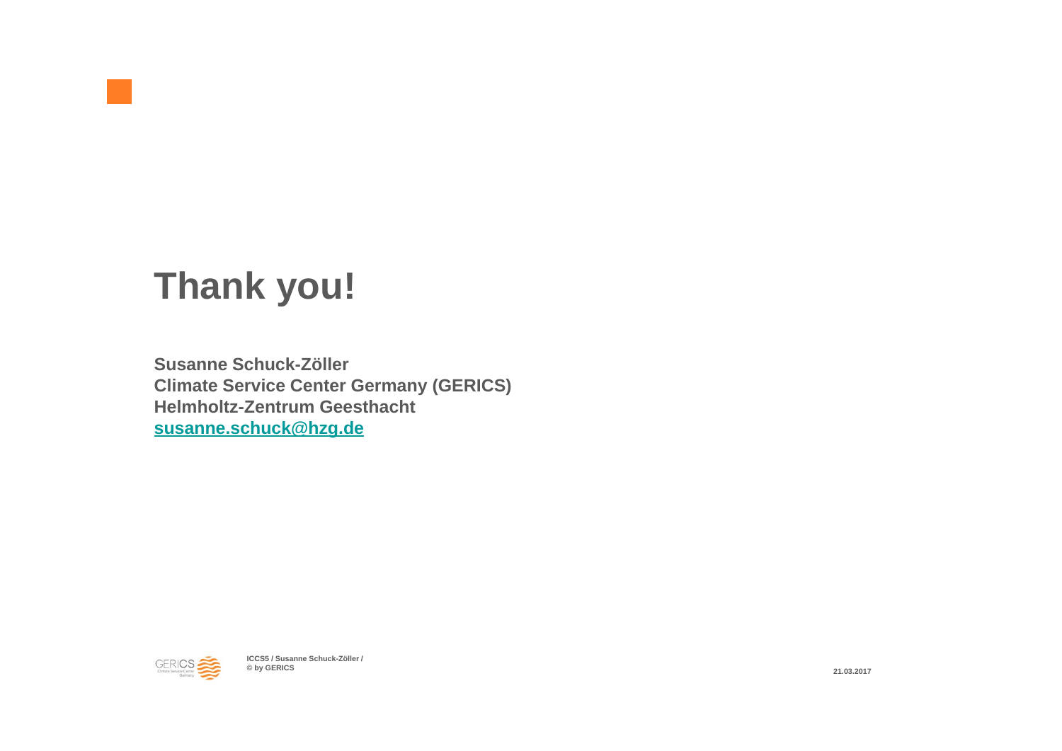# Thank you!

**Susanne Schuck-Zöller**
**Climate Service Center Germany (GERICS)**
**Helmholtz-Zentrum Geesthacht**
**susanne.schuck@hzg.de**